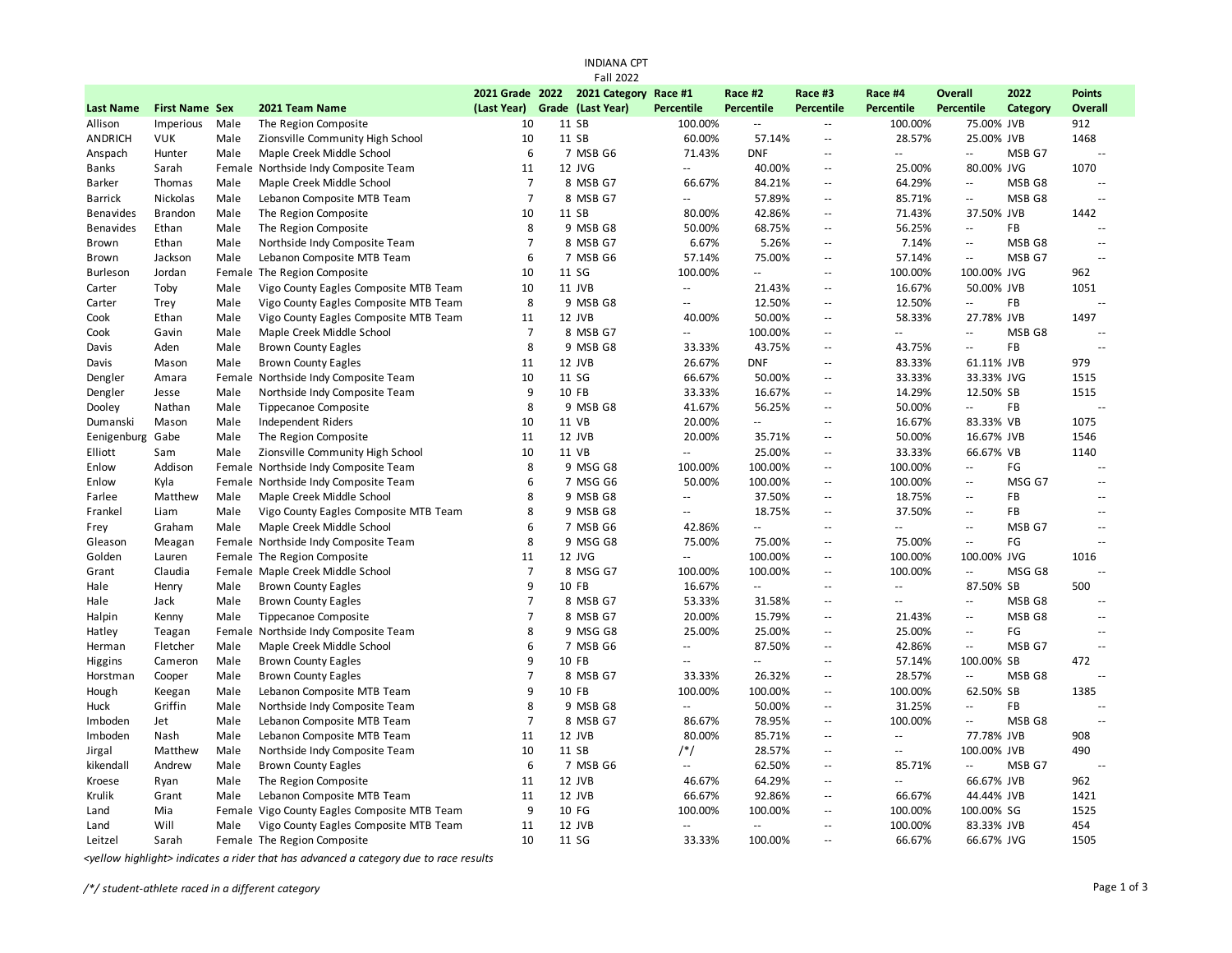INDIANA CPT
Fall 2022

| Last Name | First Name | Sex | 2021 Team Name | 2021 Grade (Last Year) | 2022 Grade | 2021 Category (Last Year) | Race #1 Percentile | Race #2 Percentile | Race #3 Percentile | Race #4 Percentile | Overall Percentile | 2022 Category | Points Overall |
|---|---|---|---|---|---|---|---|---|---|---|---|---|---|
| Allison | Imperious | Male | The Region Composite | 10 | 11 | SB | 100.00% | -- | -- | 100.00% | 75.00% | JVB | 912 |
| ANDRICH | VUK | Male | Zionsville Community High School | 10 | 11 | SB | 60.00% | 57.14% | -- | 28.57% | 25.00% | JVB | 1468 |
| Anspach | Hunter | Male | Maple Creek Middle School | 6 | 7 | MSB G6 | 71.43% | DNF | -- | -- | -- | MSB G7 | -- |
| Banks | Sarah | Female | Northside Indy Composite Team | 11 | 12 | JVG | -- | 40.00% | -- | 25.00% | 80.00% | JVG | 1070 |
| Barker | Thomas | Male | Maple Creek Middle School | 7 | 8 | MSB G7 | 66.67% | 84.21% | -- | 64.29% | -- | MSB G8 | -- |
| Barrick | Nickolas | Male | Lebanon Composite MTB Team | 7 | 8 | MSB G7 | -- | 57.89% | -- | 85.71% | -- | MSB G8 | -- |
| Benavides | Brandon | Male | The Region Composite | 10 | 11 | SB | 80.00% | 42.86% | -- | 71.43% | 37.50% | JVB | 1442 |
| Benavides | Ethan | Male | The Region Composite | 8 | 9 | MSB G8 | 50.00% | 68.75% | -- | 56.25% | -- | FB | -- |
| Brown | Ethan | Male | Northside Indy Composite Team | 7 | 8 | MSB G7 | 6.67% | 5.26% | -- | 7.14% | -- | MSB G8 | -- |
| Brown | Jackson | Male | Lebanon Composite MTB Team | 6 | 7 | MSB G6 | 57.14% | 75.00% | -- | 57.14% | -- | MSB G7 | -- |
| Burleson | Jordan | Female | The Region Composite | 10 | 11 | SG | 100.00% | -- | -- | 100.00% | 100.00% | JVG | 962 |
| Carter | Toby | Male | Vigo County Eagles Composite MTB Team | 10 | 11 | JVB | -- | 21.43% | -- | 16.67% | 50.00% | JVB | 1051 |
| Carter | Trey | Male | Vigo County Eagles Composite MTB Team | 8 | 9 | MSB G8 | -- | 12.50% | -- | 12.50% | -- | FB | -- |
| Cook | Ethan | Male | Vigo County Eagles Composite MTB Team | 11 | 12 | JVB | 40.00% | 50.00% | -- | 58.33% | 27.78% | JVB | 1497 |
| Cook | Gavin | Male | Maple Creek Middle School | 7 | 8 | MSB G7 | -- | 100.00% | -- | -- | -- | MSB G8 | -- |
| Davis | Aden | Male | Brown County Eagles | 8 | 9 | MSB G8 | 33.33% | 43.75% | -- | 43.75% | -- | FB | -- |
| Davis | Mason | Male | Brown County Eagles | 11 | 12 | JVB | 26.67% | DNF | -- | 83.33% | 61.11% | JVB | 979 |
| Dengler | Amara | Female | Northside Indy Composite Team | 10 | 11 | SG | 66.67% | 50.00% | -- | 33.33% | 33.33% | JVG | 1515 |
| Dengler | Jesse | Male | Northside Indy Composite Team | 9 | 10 | FB | 33.33% | 16.67% | -- | 14.29% | 12.50% | SB | 1515 |
| Dooley | Nathan | Male | Tippecanoe Composite | 8 | 9 | MSB G8 | 41.67% | 56.25% | -- | 50.00% | -- | FB | -- |
| Dumanski | Mason | Male | Independent Riders | 10 | 11 | VB | 20.00% | -- | -- | 16.67% | 83.33% | VB | 1075 |
| Eenigenburg | Gabe | Male | The Region Composite | 11 | 12 | JVB | 20.00% | 35.71% | -- | 50.00% | 16.67% | JVB | 1546 |
| Elliott | Sam | Male | Zionsville Community High School | 10 | 11 | VB | -- | 25.00% | -- | 33.33% | 66.67% | VB | 1140 |
| Enlow | Addison | Female | Northside Indy Composite Team | 8 | 9 | MSG G8 | 100.00% | 100.00% | -- | 100.00% | -- | FG | -- |
| Enlow | Kyla | Female | Northside Indy Composite Team | 6 | 7 | MSG G6 | 50.00% | 100.00% | -- | 100.00% | -- | MSG G7 | -- |
| Farlee | Matthew | Male | Maple Creek Middle School | 8 | 9 | MSB G8 | -- | 37.50% | -- | 18.75% | -- | FB | -- |
| Frankel | Liam | Male | Vigo County Eagles Composite MTB Team | 8 | 9 | MSB G8 | -- | 18.75% | -- | 37.50% | -- | FB | -- |
| Frey | Graham | Male | Maple Creek Middle School | 6 | 7 | MSB G6 | 42.86% | -- | -- | -- | -- | MSB G7 | -- |
| Gleason | Meagan | Female | Northside Indy Composite Team | 8 | 9 | MSG G8 | 75.00% | 75.00% | -- | 75.00% | -- | FG | -- |
| Golden | Lauren | Female | The Region Composite | 11 | 12 | JVG | -- | 100.00% | -- | 100.00% | 100.00% | JVG | 1016 |
| Grant | Claudia | Female | Maple Creek Middle School | 7 | 8 | MSG G7 | 100.00% | 100.00% | -- | 100.00% | -- | MSG G8 | -- |
| Hale | Henry | Male | Brown County Eagles | 9 | 10 | FB | 16.67% | -- | -- | -- | 87.50% | SB | 500 |
| Hale | Jack | Male | Brown County Eagles | 7 | 8 | MSB G7 | 53.33% | 31.58% | -- | -- | -- | MSB G8 | -- |
| Halpin | Kenny | Male | Tippecanoe Composite | 7 | 8 | MSB G7 | 20.00% | 15.79% | -- | 21.43% | -- | MSB G8 | -- |
| Hatley | Teagan | Female | Northside Indy Composite Team | 8 | 9 | MSG G8 | 25.00% | 25.00% | -- | 25.00% | -- | FG | -- |
| Herman | Fletcher | Male | Maple Creek Middle School | 6 | 7 | MSB G6 | -- | 87.50% | -- | 42.86% | -- | MSB G7 | -- |
| Higgins | Cameron | Male | Brown County Eagles | 9 | 10 | FB | -- | -- | -- | 57.14% | 100.00% | SB | 472 |
| Horstman | Cooper | Male | Brown County Eagles | 7 | 8 | MSB G7 | 33.33% | 26.32% | -- | 28.57% | -- | MSB G8 | -- |
| Hough | Keegan | Male | Lebanon Composite MTB Team | 9 | 10 | FB | 100.00% | 100.00% | -- | 100.00% | 62.50% | SB | 1385 |
| Huck | Griffin | Male | Northside Indy Composite Team | 8 | 9 | MSB G8 | -- | 50.00% | -- | 31.25% | -- | FB | -- |
| Imboden | Jet | Male | Lebanon Composite MTB Team | 7 | 8 | MSB G7 | 86.67% | 78.95% | -- | 100.00% | -- | MSB G8 | -- |
| Imboden | Nash | Male | Lebanon Composite MTB Team | 11 | 12 | JVB | 80.00% | 85.71% | -- | -- | 77.78% | JVB | 908 |
| Jirgal | Matthew | Male | Northside Indy Composite Team | 10 | 11 | SB | /*/ | 28.57% | -- | -- | 100.00% | JVB | 490 |
| kikendall | Andrew | Male | Brown County Eagles | 6 | 7 | MSB G6 | -- | 62.50% | -- | 85.71% | -- | MSB G7 | -- |
| Kroese | Ryan | Male | The Region Composite | 11 | 12 | JVB | 46.67% | 64.29% | -- | -- | 66.67% | JVB | 962 |
| Krulik | Grant | Male | Lebanon Composite MTB Team | 11 | 12 | JVB | 66.67% | 92.86% | -- | 66.67% | 44.44% | JVB | 1421 |
| Land | Mia | Female | Vigo County Eagles Composite MTB Team | 9 | 10 | FG | 100.00% | 100.00% | -- | 100.00% | 100.00% | SG | 1525 |
| Land | Will | Male | Vigo County Eagles Composite MTB Team | 11 | 12 | JVB | -- | -- | -- | 100.00% | 83.33% | JVB | 454 |
| Leitzel | Sarah | Female | The Region Composite | 10 | 11 | SG | 33.33% | 100.00% | -- | 66.67% | 66.67% | JVG | 1505 |

*<yellow highlight> indicates a rider that has advanced a category due to race results*

*/*/ student-athlete raced in a different category*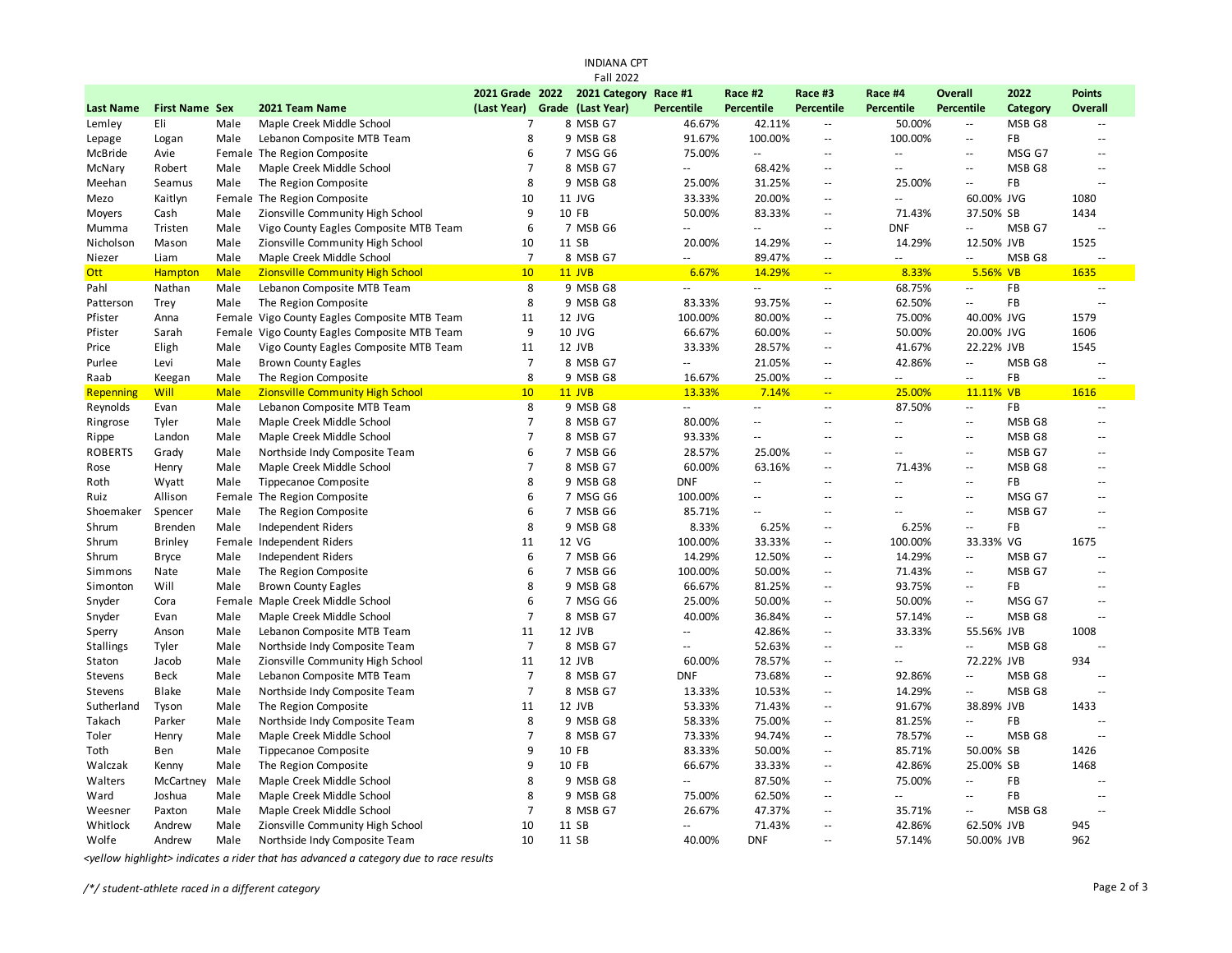# INDIANA CPT

## Fall 2022

| Last Name | First Name | Sex | 2021 Team Name | 2021 Grade (Last Year) | 2022 Grade | 2021 Category (Last Year) | Race #1 Percentile | Race #2 Percentile | Race #3 Percentile | Race #4 Percentile | Overall Percentile | 2022 Category | Points Overall |
|---|---|---|---|---|---|---|---|---|---|---|---|---|---|
| Lemley | Eli | Male | Maple Creek Middle School | 7 | 8 | MSB G7 | 46.67% | 42.11% | -- | 50.00% | -- | MSB G8 | -- |
| Lepage | Logan | Male | Lebanon Composite MTB Team | 8 | 9 | MSB G8 | 91.67% | 100.00% | -- | 100.00% | -- | FB | -- |
| McBride | Avie | Female | The Region Composite | 6 | 7 | MSG G6 | 75.00% | -- | -- | -- | -- | MSG G7 | -- |
| McNary | Robert | Male | Maple Creek Middle School | 7 | 8 | MSB G7 | -- | 68.42% | -- | -- | -- | MSB G8 | -- |
| Meehan | Seamus | Male | The Region Composite | 8 | 9 | MSB G8 | 25.00% | 31.25% | -- | 25.00% | -- | FB | -- |
| Mezo | Kaitlyn | Female | The Region Composite | 10 | 11 | JVG | 33.33% | 20.00% | -- | -- | 60.00% | JVG | 1080 |
| Moyers | Cash | Male | Zionsville Community High School | 9 | 10 | FB | 50.00% | 83.33% | -- | 71.43% | 37.50% | SB | 1434 |
| Mumma | Tristen | Male | Vigo County Eagles Composite MTB Team | 6 | 7 | MSB G6 | -- | -- | -- | DNF | -- | MSB G7 | -- |
| Nicholson | Mason | Male | Zionsville Community High School | 10 | 11 | SB | 20.00% | 14.29% | -- | 14.29% | 12.50% | JVB | 1525 |
| Niezer | Liam | Male | Maple Creek Middle School | 7 | 8 | MSB G7 | -- | 89.47% | -- | -- | -- | MSB G8 | -- |
| Ott | Hampton | Male | Zionsville Community High School | 10 | 11 | JVB | 6.67% | 14.29% | -- | 8.33% | 5.56% | VB | 1635 |
| Pahl | Nathan | Male | Lebanon Composite MTB Team | 8 | 9 | MSB G8 | -- | -- | -- | 68.75% | -- | FB | -- |
| Patterson | Trey | Male | The Region Composite | 8 | 9 | MSB G8 | 83.33% | 93.75% | -- | 62.50% | -- | FB | -- |
| Pfister | Anna | Female | Vigo County Eagles Composite MTB Team | 11 | 12 | JVG | 100.00% | 80.00% | -- | 75.00% | 40.00% | JVG | 1579 |
| Pfister | Sarah | Female | Vigo County Eagles Composite MTB Team | 9 | 10 | JVG | 66.67% | 60.00% | -- | 50.00% | 20.00% | JVG | 1606 |
| Price | Eligh | Male | Vigo County Eagles Composite MTB Team | 11 | 12 | JVB | 33.33% | 28.57% | -- | 41.67% | 22.22% | JVB | 1545 |
| Purlee | Levi | Male | Brown County Eagles | 7 | 8 | MSB G7 | -- | 21.05% | -- | 42.86% | -- | MSB G8 | -- |
| Raab | Keegan | Male | The Region Composite | 8 | 9 | MSB G8 | 16.67% | 25.00% | -- | -- | -- | FB | -- |
| Repenning | Will | Male | Zionsville Community High School | 10 | 11 | JVB | 13.33% | 7.14% | -- | 25.00% | 11.11% | VB | 1616 |
| Reynolds | Evan | Male | Lebanon Composite MTB Team | 8 | 9 | MSB G8 | -- | -- | -- | 87.50% | -- | FB | -- |
| Ringrose | Tyler | Male | Maple Creek Middle School | 7 | 8 | MSB G7 | 80.00% | -- | -- | -- | -- | MSB G8 | -- |
| Rippe | Landon | Male | Maple Creek Middle School | 7 | 8 | MSB G7 | 93.33% | -- | -- | -- | -- | MSB G8 | -- |
| ROBERTS | Grady | Male | Northside Indy Composite Team | 6 | 7 | MSB G6 | 28.57% | 25.00% | -- | -- | -- | MSB G7 | -- |
| Rose | Henry | Male | Maple Creek Middle School | 7 | 8 | MSB G7 | 60.00% | 63.16% | -- | 71.43% | -- | MSB G8 | -- |
| Roth | Wyatt | Male | Tippecanoe Composite | 8 | 9 | MSB G8 | DNF | -- | -- | -- | -- | FB | -- |
| Ruiz | Allison | Female | The Region Composite | 6 | 7 | MSG G6 | 100.00% | -- | -- | -- | -- | MSG G7 | -- |
| Shoemaker | Spencer | Male | The Region Composite | 6 | 7 | MSB G6 | 85.71% | -- | -- | -- | -- | MSB G7 | -- |
| Shrum | Brenden | Male | Independent Riders | 8 | 9 | MSB G8 | 8.33% | 6.25% | -- | 6.25% | -- | FB | -- |
| Shrum | Brinley | Female | Independent Riders | 11 | 12 | VG | 100.00% | 33.33% | -- | 100.00% | 33.33% | VG | 1675 |
| Shrum | Bryce | Male | Independent Riders | 6 | 7 | MSB G6 | 14.29% | 12.50% | -- | 14.29% | -- | MSB G7 | -- |
| Simmons | Nate | Male | The Region Composite | 6 | 7 | MSB G6 | 100.00% | 50.00% | -- | 71.43% | -- | MSB G7 | -- |
| Simonton | Will | Male | Brown County Eagles | 8 | 9 | MSB G8 | 66.67% | 81.25% | -- | 93.75% | -- | FB | -- |
| Snyder | Cora | Female | Maple Creek Middle School | 6 | 7 | MSG G6 | 25.00% | 50.00% | -- | 50.00% | -- | MSG G7 | -- |
| Snyder | Evan | Male | Maple Creek Middle School | 7 | 8 | MSB G7 | 40.00% | 36.84% | -- | 57.14% | -- | MSB G8 | -- |
| Sperry | Anson | Male | Lebanon Composite MTB Team | 11 | 12 | JVB | -- | 42.86% | -- | 33.33% | 55.56% | JVB | 1008 |
| Stallings | Tyler | Male | Northside Indy Composite Team | 7 | 8 | MSB G7 | -- | 52.63% | -- | -- | -- | MSB G8 | -- |
| Staton | Jacob | Male | Zionsville Community High School | 11 | 12 | JVB | 60.00% | 78.57% | -- | -- | 72.22% | JVB | 934 |
| Stevens | Beck | Male | Lebanon Composite MTB Team | 7 | 8 | MSB G7 | DNF | 73.68% | -- | 92.86% | -- | MSB G8 | -- |
| Stevens | Blake | Male | Northside Indy Composite Team | 7 | 8 | MSB G7 | 13.33% | 10.53% | -- | 14.29% | -- | MSB G8 | -- |
| Sutherland | Tyson | Male | The Region Composite | 11 | 12 | JVB | 53.33% | 71.43% | -- | 91.67% | 38.89% | JVB | 1433 |
| Takach | Parker | Male | Northside Indy Composite Team | 8 | 9 | MSB G8 | 58.33% | 75.00% | -- | 81.25% | -- | FB | -- |
| Toler | Henry | Male | Maple Creek Middle School | 7 | 8 | MSB G7 | 73.33% | 94.74% | -- | 78.57% | -- | MSB G8 | -- |
| Toth | Ben | Male | Tippecanoe Composite | 9 | 10 | FB | 83.33% | 50.00% | -- | 85.71% | 50.00% | SB | 1426 |
| Walczak | Kenny | Male | The Region Composite | 9 | 10 | FB | 66.67% | 33.33% | -- | 42.86% | 25.00% | SB | 1468 |
| Walters | McCartney | Male | Maple Creek Middle School | 8 | 9 | MSB G8 | -- | 87.50% | -- | 75.00% | -- | FB | -- |
| Ward | Joshua | Male | Maple Creek Middle School | 8 | 9 | MSB G8 | 75.00% | 62.50% | -- | -- | -- | FB | -- |
| Weesner | Paxton | Male | Maple Creek Middle School | 7 | 8 | MSB G7 | 26.67% | 47.37% | -- | 35.71% | -- | MSB G8 | -- |
| Whitlock | Andrew | Male | Zionsville Community High School | 10 | 11 | SB | -- | 71.43% | -- | 42.86% | 62.50% | JVB | 945 |
| Wolfe | Andrew | Male | Northside Indy Composite Team | 10 | 11 | SB | 40.00% | DNF | -- | 57.14% | 50.00% | JVB | 962 |

*<yellow highlight> indicates a rider that has advanced a category due to race results*

*/*/ student-athlete raced in a different category*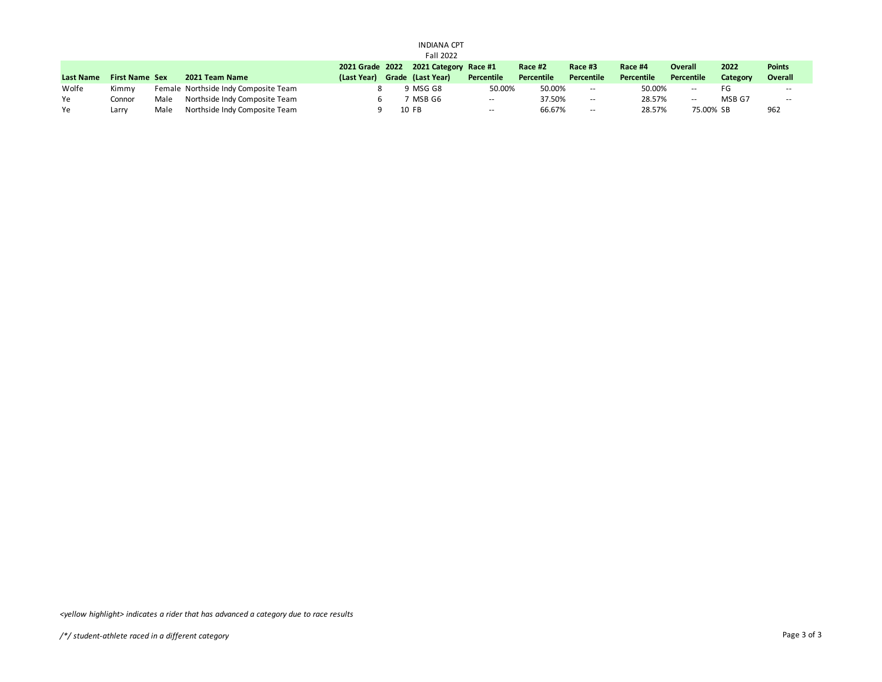INDIANA CPT
Fall 2022

| Last Name | First Name | Sex | 2021 Team Name | 2021 Grade (Last Year) | 2022 Grade | 2021 Category (Last Year) | Race #1 Percentile | Race #2 Percentile | Race #3 Percentile | Race #4 Percentile | Overall Percentile | 2022 Category | Points Overall |
|---|---|---|---|---|---|---|---|---|---|---|---|---|---|
| Wolfe | Kimmy | Female | Northside Indy Composite Team | 8 | 9 | MSG G8 | 50.00% | 50.00% | -- | 50.00% | -- | FG | -- |
| Ye | Connor | Male | Northside Indy Composite Team | 6 | 7 | MSB G6 | -- | 37.50% | -- | 28.57% | -- | MSB G7 | -- |
| Ye | Larry | Male | Northside Indy Composite Team | 9 | 10 | FB | -- | 66.67% | -- | 28.57% | 75.00% | SB | 962 |

*<yellow highlight> indicates a rider that has advanced a category due to race results*

*/*/ student-athlete raced in a different category*